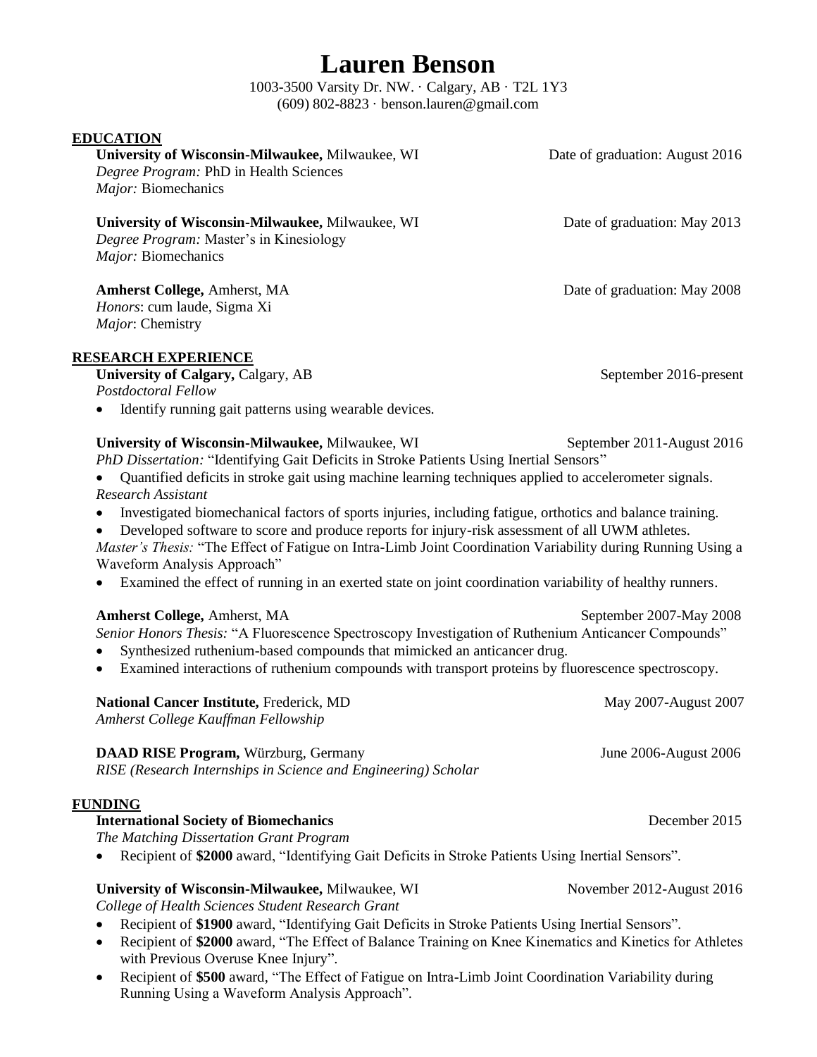# Lauren Benson

1003-3500 Varsity Dr. NW. · Calgary, AB · T2L 1Y3
(609) 802-8823 · benson.lauren@gmail.com

## EDUCATION

**University of Wisconsin-Milwaukee,** Milwaukee, WI — Date of graduation: August 2016
*Degree Program:* PhD in Health Sciences
*Major:* Biomechanics

**University of Wisconsin-Milwaukee,** Milwaukee, WI — Date of graduation: May 2013
*Degree Program:* Master's in Kinesiology
*Major:* Biomechanics

**Amherst College,** Amherst, MA — Date of graduation: May 2008
*Honors*: cum laude, Sigma Xi
*Major*: Chemistry

## RESEARCH EXPERIENCE

**University of Calgary,** Calgary, AB — September 2016-present
*Postdoctoral Fellow*

- Identify running gait patterns using wearable devices.

**University of Wisconsin-Milwaukee,** Milwaukee, WI — September 2011-August 2016
*PhD Dissertation:* "Identifying Gait Deficits in Stroke Patients Using Inertial Sensors"

- Quantified deficits in stroke gait using machine learning techniques applied to accelerometer signals.

*Research Assistant*

- Investigated biomechanical factors of sports injuries, including fatigue, orthotics and balance training.
- Developed software to score and produce reports for injury-risk assessment of all UWM athletes.

*Master's Thesis:* "The Effect of Fatigue on Intra-Limb Joint Coordination Variability during Running Using a Waveform Analysis Approach"

- Examined the effect of running in an exerted state on joint coordination variability of healthy runners.

**Amherst College,** Amherst, MA — September 2007-May 2008
*Senior Honors Thesis:* "A Fluorescence Spectroscopy Investigation of Ruthenium Anticancer Compounds"

- Synthesized ruthenium-based compounds that mimicked an anticancer drug.
- Examined interactions of ruthenium compounds with transport proteins by fluorescence spectroscopy.

**National Cancer Institute,** Frederick, MD — May 2007-August 2007
*Amherst College Kauffman Fellowship*

**DAAD RISE Program,** Würzburg, Germany — June 2006-August 2006
*RISE (Research Internships in Science and Engineering) Scholar*

## FUNDING

**International Society of Biomechanics** — December 2015
*The Matching Dissertation Grant Program*

- Recipient of **$2000** award, "Identifying Gait Deficits in Stroke Patients Using Inertial Sensors".

**University of Wisconsin-Milwaukee,** Milwaukee, WI — November 2012-August 2016
*College of Health Sciences Student Research Grant*

- Recipient of **$1900** award, "Identifying Gait Deficits in Stroke Patients Using Inertial Sensors".
- Recipient of **$2000** award, "The Effect of Balance Training on Knee Kinematics and Kinetics for Athletes with Previous Overuse Knee Injury".
- Recipient of **$500** award, "The Effect of Fatigue on Intra-Limb Joint Coordination Variability during Running Using a Waveform Analysis Approach".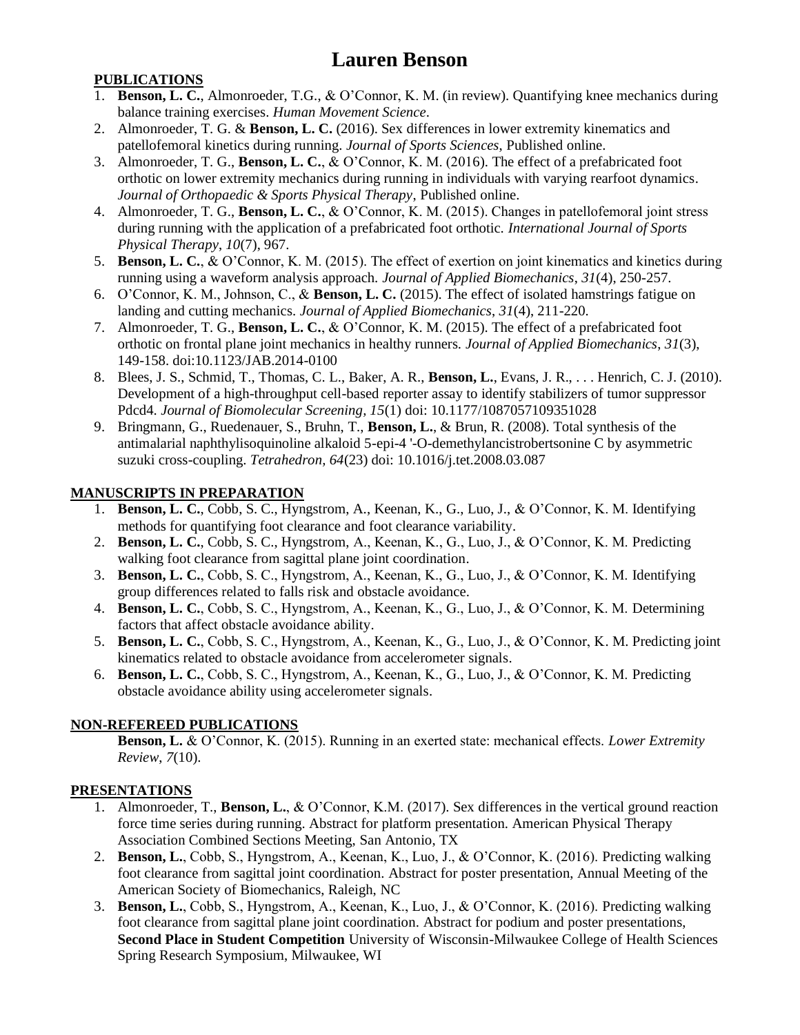# Lauren Benson

## PUBLICATIONS

1. **Benson, L. C.**, Almonroeder, T.G., & O'Connor, K. M. (in review). Quantifying knee mechanics during balance training exercises. *Human Movement Science*.
2. Almonroeder, T. G. & **Benson, L. C.** (2016). Sex differences in lower extremity kinematics and patellofemoral kinetics during running. *Journal of Sports Sciences*, Published online.
3. Almonroeder, T. G., **Benson, L. C.**, & O'Connor, K. M. (2016). The effect of a prefabricated foot orthotic on lower extremity mechanics during running in individuals with varying rearfoot dynamics. *Journal of Orthopaedic & Sports Physical Therapy*, Published online.
4. Almonroeder, T. G., **Benson, L. C.**, & O'Connor, K. M. (2015). Changes in patellofemoral joint stress during running with the application of a prefabricated foot orthotic. *International Journal of Sports Physical Therapy*, *10*(7), 967.
5. **Benson, L. C.**, & O'Connor, K. M. (2015). The effect of exertion on joint kinematics and kinetics during running using a waveform analysis approach. *Journal of Applied Biomechanics*, *31*(4), 250-257.
6. O'Connor, K. M., Johnson, C., & **Benson, L. C.** (2015). The effect of isolated hamstrings fatigue on landing and cutting mechanics. *Journal of Applied Biomechanics*, *31*(4), 211-220.
7. Almonroeder, T. G., **Benson, L. C.**, & O'Connor, K. M. (2015). The effect of a prefabricated foot orthotic on frontal plane joint mechanics in healthy runners. *Journal of Applied Biomechanics*, *31*(3), 149-158. doi:10.1123/JAB.2014-0100
8. Blees, J. S., Schmid, T., Thomas, C. L., Baker, A. R., **Benson, L.**, Evans, J. R., . . . Henrich, C. J. (2010). Development of a high-throughput cell-based reporter assay to identify stabilizers of tumor suppressor Pdcd4. *Journal of Biomolecular Screening*, *15*(1) doi: 10.1177/1087057109351028
9. Bringmann, G., Ruedenauer, S., Bruhn, T., **Benson, L.**, & Brun, R. (2008). Total synthesis of the antimalarial naphthylisoquinoline alkaloid 5-epi-4 '-O-demethylancistrobertsonine C by asymmetric suzuki cross-coupling. *Tetrahedron*, *64*(23) doi: 10.1016/j.tet.2008.03.087

## MANUSCRIPTS IN PREPARATION

1. **Benson, L. C.**, Cobb, S. C., Hyngstrom, A., Keenan, K., G., Luo, J., & O'Connor, K. M. Identifying methods for quantifying foot clearance and foot clearance variability.
2. **Benson, L. C.**, Cobb, S. C., Hyngstrom, A., Keenan, K., G., Luo, J., & O'Connor, K. M. Predicting walking foot clearance from sagittal plane joint coordination.
3. **Benson, L. C.**, Cobb, S. C., Hyngstrom, A., Keenan, K., G., Luo, J., & O'Connor, K. M. Identifying group differences related to falls risk and obstacle avoidance.
4. **Benson, L. C.**, Cobb, S. C., Hyngstrom, A., Keenan, K., G., Luo, J., & O'Connor, K. M. Determining factors that affect obstacle avoidance ability.
5. **Benson, L. C.**, Cobb, S. C., Hyngstrom, A., Keenan, K., G., Luo, J., & O'Connor, K. M. Predicting joint kinematics related to obstacle avoidance from accelerometer signals.
6. **Benson, L. C.**, Cobb, S. C., Hyngstrom, A., Keenan, K., G., Luo, J., & O'Connor, K. M. Predicting obstacle avoidance ability using accelerometer signals.

## NON-REFEREED PUBLICATIONS

**Benson, L.** & O'Connor, K. (2015). Running in an exerted state: mechanical effects. *Lower Extremity Review, 7*(10).

## PRESENTATIONS

1. Almonroeder, T., **Benson, L.**, & O'Connor, K.M. (2017). Sex differences in the vertical ground reaction force time series during running. Abstract for platform presentation. American Physical Therapy Association Combined Sections Meeting, San Antonio, TX
2. **Benson, L.**, Cobb, S., Hyngstrom, A., Keenan, K., Luo, J., & O'Connor, K. (2016). Predicting walking foot clearance from sagittal joint coordination. Abstract for poster presentation, Annual Meeting of the American Society of Biomechanics, Raleigh, NC
3. **Benson, L.**, Cobb, S., Hyngstrom, A., Keenan, K., Luo, J., & O'Connor, K. (2016). Predicting walking foot clearance from sagittal plane joint coordination. Abstract for podium and poster presentations, **Second Place in Student Competition** University of Wisconsin-Milwaukee College of Health Sciences Spring Research Symposium, Milwaukee, WI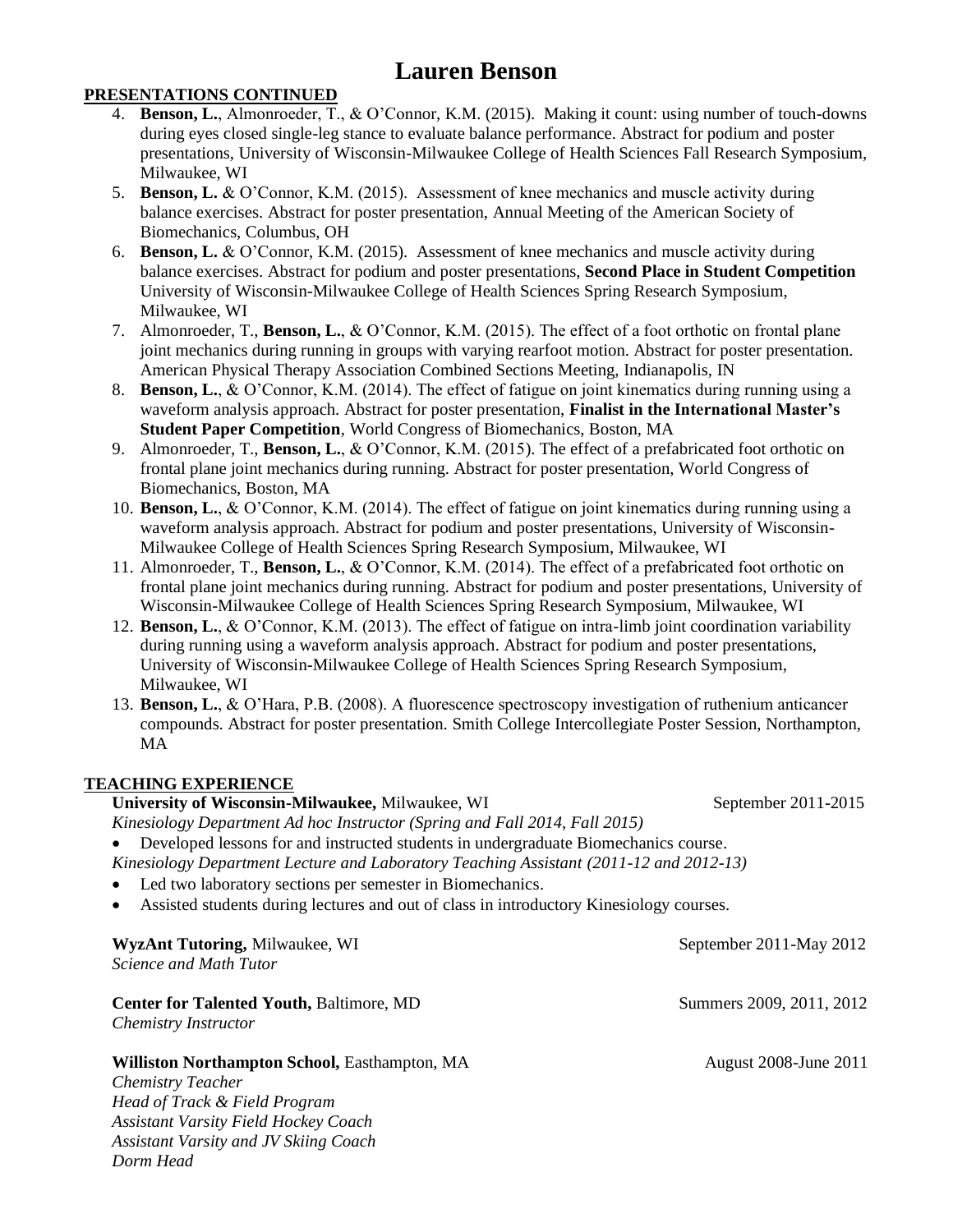## PRESENTATIONS CONTINUED

4. **Benson, L.**, Almonroeder, T., & O'Connor, K.M. (2015). Making it count: using number of touch-downs during eyes closed single-leg stance to evaluate balance performance. Abstract for podium and poster presentations, University of Wisconsin-Milwaukee College of Health Sciences Fall Research Symposium, Milwaukee, WI
5. **Benson, L.** & O'Connor, K.M. (2015). Assessment of knee mechanics and muscle activity during balance exercises. Abstract for poster presentation, Annual Meeting of the American Society of Biomechanics, Columbus, OH
6. **Benson, L.** & O'Connor, K.M. (2015). Assessment of knee mechanics and muscle activity during balance exercises. Abstract for podium and poster presentations, **Second Place in Student Competition** University of Wisconsin-Milwaukee College of Health Sciences Spring Research Symposium, Milwaukee, WI
7. Almonroeder, T., **Benson, L.**, & O'Connor, K.M. (2015). The effect of a foot orthotic on frontal plane joint mechanics during running in groups with varying rearfoot motion. Abstract for poster presentation. American Physical Therapy Association Combined Sections Meeting, Indianapolis, IN
8. **Benson, L.**, & O'Connor, K.M. (2014). The effect of fatigue on joint kinematics during running using a waveform analysis approach. Abstract for poster presentation, **Finalist in the International Master's Student Paper Competition**, World Congress of Biomechanics, Boston, MA
9. Almonroeder, T., **Benson, L.**, & O'Connor, K.M. (2015). The effect of a prefabricated foot orthotic on frontal plane joint mechanics during running. Abstract for poster presentation, World Congress of Biomechanics, Boston, MA
10. **Benson, L.**, & O'Connor, K.M. (2014). The effect of fatigue on joint kinematics during running using a waveform analysis approach. Abstract for podium and poster presentations, University of Wisconsin-Milwaukee College of Health Sciences Spring Research Symposium, Milwaukee, WI
11. Almonroeder, T., **Benson, L.**, & O'Connor, K.M. (2014). The effect of a prefabricated foot orthotic on frontal plane joint mechanics during running. Abstract for podium and poster presentations, University of Wisconsin-Milwaukee College of Health Sciences Spring Research Symposium, Milwaukee, WI
12. **Benson, L.**, & O'Connor, K.M. (2013). The effect of fatigue on intra-limb joint coordination variability during running using a waveform analysis approach. Abstract for podium and poster presentations, University of Wisconsin-Milwaukee College of Health Sciences Spring Research Symposium, Milwaukee, WI
13. **Benson, L.**, & O'Hara, P.B. (2008). A fluorescence spectroscopy investigation of ruthenium anticancer compounds. Abstract for poster presentation. Smith College Intercollegiate Poster Session, Northampton, MA

## TEACHING EXPERIENCE

**University of Wisconsin-Milwaukee,** Milwaukee, WI — September 2011-2015

*Kinesiology Department Ad hoc Instructor (Spring and Fall 2014, Fall 2015)*

- Developed lessons for and instructed students in undergraduate Biomechanics course.

*Kinesiology Department Lecture and Laboratory Teaching Assistant (2011-12 and 2012-13)*

- Led two laboratory sections per semester in Biomechanics.
- Assisted students during lectures and out of class in introductory Kinesiology courses.

**WyzAnt Tutoring,** Milwaukee, WI — September 2011-May 2012

*Science and Math Tutor*

**Center for Talented Youth,** Baltimore, MD — Summers 2009, 2011, 2012

*Chemistry Instructor*

**Williston Northampton School,** Easthampton, MA — August 2008-June 2011

*Chemistry Teacher*
*Head of Track & Field Program*
*Assistant Varsity Field Hockey Coach*
*Assistant Varsity and JV Skiing Coach*
*Dorm Head*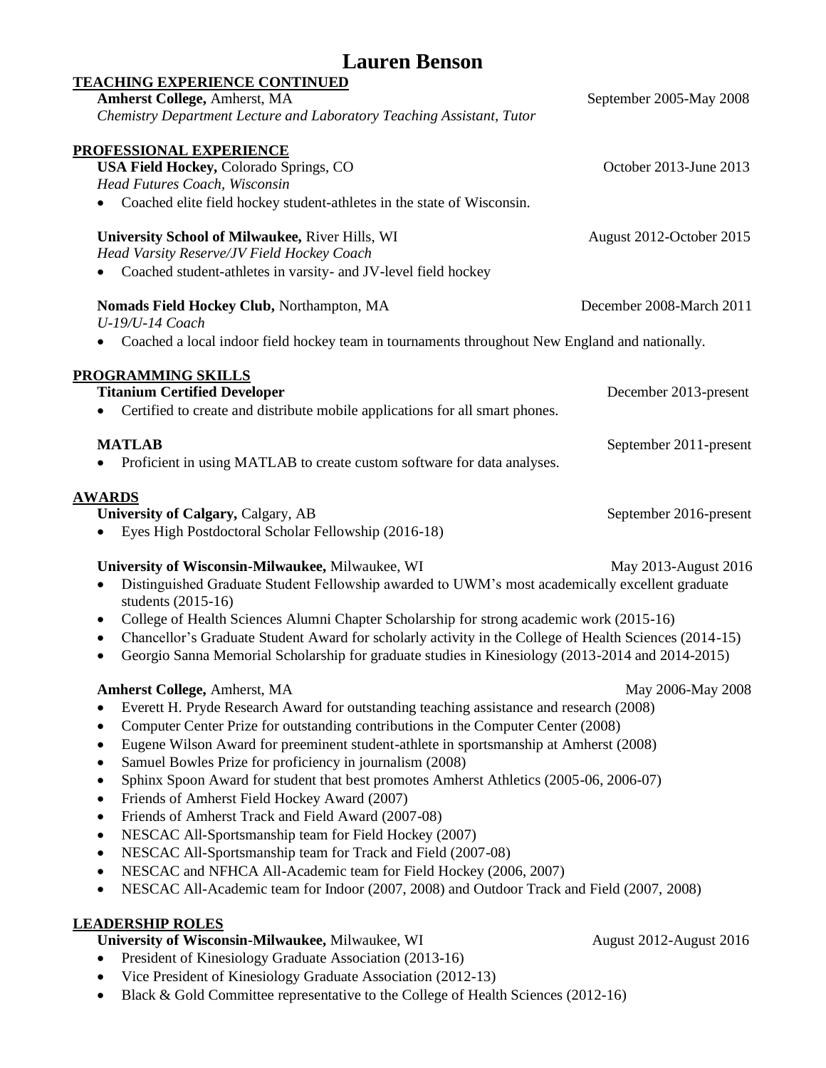# Lauren Benson

## TEACHING EXPERIENCE CONTINUED

**Amherst College,** Amherst, MA — September 2005-May 2008
*Chemistry Department Lecture and Laboratory Teaching Assistant, Tutor*

## PROFESSIONAL EXPERIENCE

**USA Field Hockey,** Colorado Springs, CO — October 2013-June 2013
*Head Futures Coach, Wisconsin*

- Coached elite field hockey student-athletes in the state of Wisconsin.

**University School of Milwaukee,** River Hills, WI — August 2012-October 2015
*Head Varsity Reserve/JV Field Hockey Coach*

- Coached student-athletes in varsity- and JV-level field hockey

**Nomads Field Hockey Club,** Northampton, MA — December 2008-March 2011
*U-19/U-14 Coach*

- Coached a local indoor field hockey team in tournaments throughout New England and nationally.

## PROGRAMMING SKILLS

**Titanium Certified Developer** — December 2013-present

- Certified to create and distribute mobile applications for all smart phones.

**MATLAB** — September 2011-present

- Proficient in using MATLAB to create custom software for data analyses.

## AWARDS

**University of Calgary,** Calgary, AB — September 2016-present

- Eyes High Postdoctoral Scholar Fellowship (2016-18)

**University of Wisconsin-Milwaukee,** Milwaukee, WI — May 2013-August 2016

- Distinguished Graduate Student Fellowship awarded to UWM's most academically excellent graduate students (2015-16)
- College of Health Sciences Alumni Chapter Scholarship for strong academic work (2015-16)
- Chancellor's Graduate Student Award for scholarly activity in the College of Health Sciences (2014-15)
- Georgio Sanna Memorial Scholarship for graduate studies in Kinesiology (2013-2014 and 2014-2015)

**Amherst College,** Amherst, MA — May 2006-May 2008

- Everett H. Pryde Research Award for outstanding teaching assistance and research (2008)
- Computer Center Prize for outstanding contributions in the Computer Center (2008)
- Eugene Wilson Award for preeminent student-athlete in sportsmanship at Amherst (2008)
- Samuel Bowles Prize for proficiency in journalism (2008)
- Sphinx Spoon Award for student that best promotes Amherst Athletics (2005-06, 2006-07)
- Friends of Amherst Field Hockey Award (2007)
- Friends of Amherst Track and Field Award (2007-08)
- NESCAC All-Sportsmanship team for Field Hockey (2007)
- NESCAC All-Sportsmanship team for Track and Field (2007-08)
- NESCAC and NFHCA All-Academic team for Field Hockey (2006, 2007)
- NESCAC All-Academic team for Indoor (2007, 2008) and Outdoor Track and Field (2007, 2008)

## LEADERSHIP ROLES

**University of Wisconsin-Milwaukee,** Milwaukee, WI — August 2012-August 2016

- President of Kinesiology Graduate Association (2013-16)
- Vice President of Kinesiology Graduate Association (2012-13)
- Black & Gold Committee representative to the College of Health Sciences (2012-16)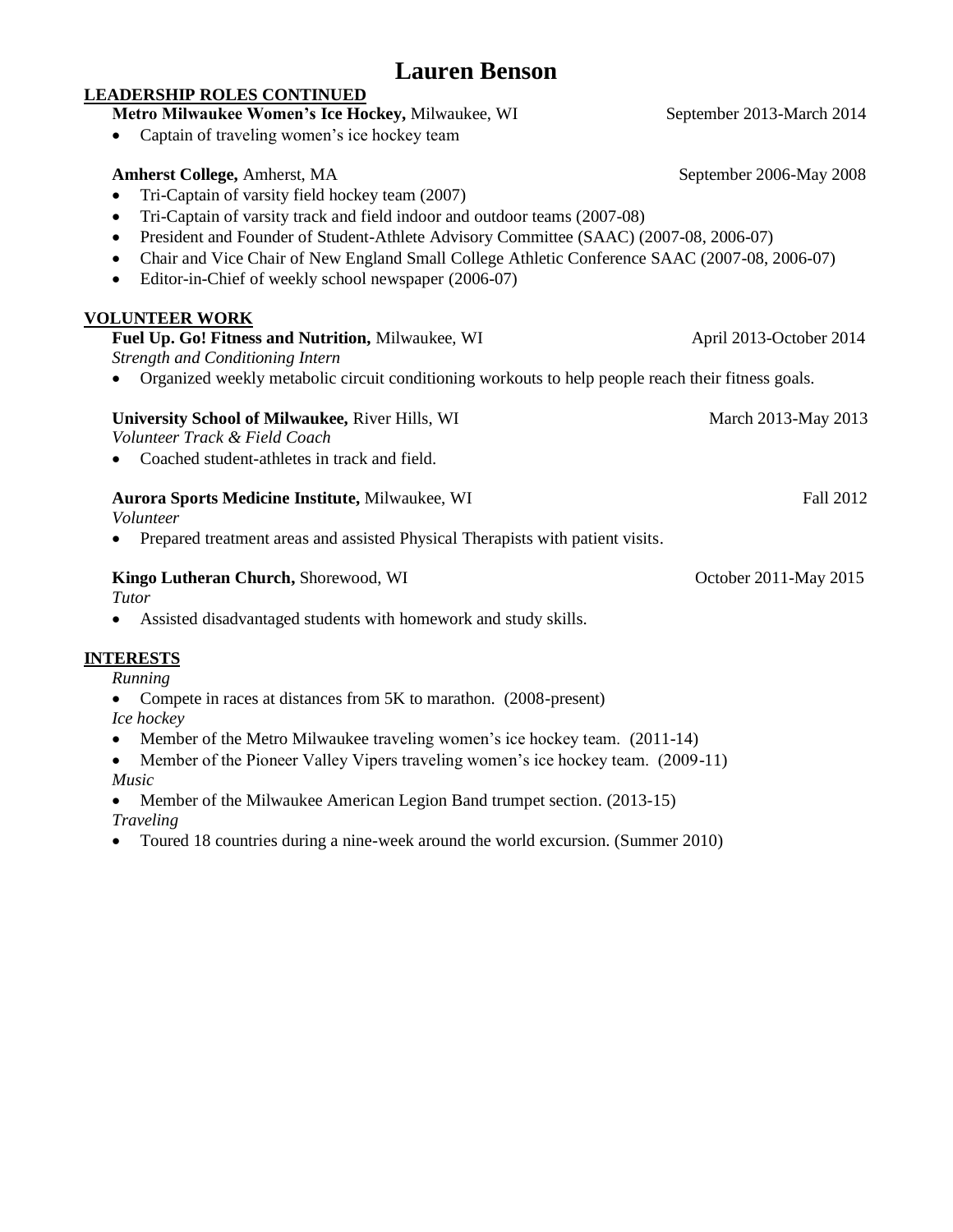# Lauren Benson

## LEADERSHIP ROLES CONTINUED

**Metro Milwaukee Women's Ice Hockey,** Milwaukee, WI September 2013-March 2014

- Captain of traveling women's ice hockey team

**Amherst College,** Amherst, MA September 2006-May 2008

- Tri-Captain of varsity field hockey team (2007)
- Tri-Captain of varsity track and field indoor and outdoor teams (2007-08)
- President and Founder of Student-Athlete Advisory Committee (SAAC) (2007-08, 2006-07)
- Chair and Vice Chair of New England Small College Athletic Conference SAAC (2007-08, 2006-07)
- Editor-in-Chief of weekly school newspaper (2006-07)

## VOLUNTEER WORK

**Fuel Up. Go! Fitness and Nutrition,** Milwaukee, WI April 2013-October 2014
*Strength and Conditioning Intern*

- Organized weekly metabolic circuit conditioning workouts to help people reach their fitness goals.

**University School of Milwaukee,** River Hills, WI March 2013-May 2013
*Volunteer Track & Field Coach*

- Coached student-athletes in track and field.

**Aurora Sports Medicine Institute,** Milwaukee, WI Fall 2012
*Volunteer*

- Prepared treatment areas and assisted Physical Therapists with patient visits.

**Kingo Lutheran Church,** Shorewood, WI October 2011-May 2015
*Tutor*

- Assisted disadvantaged students with homework and study skills.

## INTERESTS

*Running*

- Compete in races at distances from 5K to marathon. (2008-present)

*Ice hockey*

- Member of the Metro Milwaukee traveling women's ice hockey team. (2011-14)
- Member of the Pioneer Valley Vipers traveling women's ice hockey team. (2009-11)

*Music*

- Member of the Milwaukee American Legion Band trumpet section. (2013-15)

*Traveling*

- Toured 18 countries during a nine-week around the world excursion. (Summer 2010)